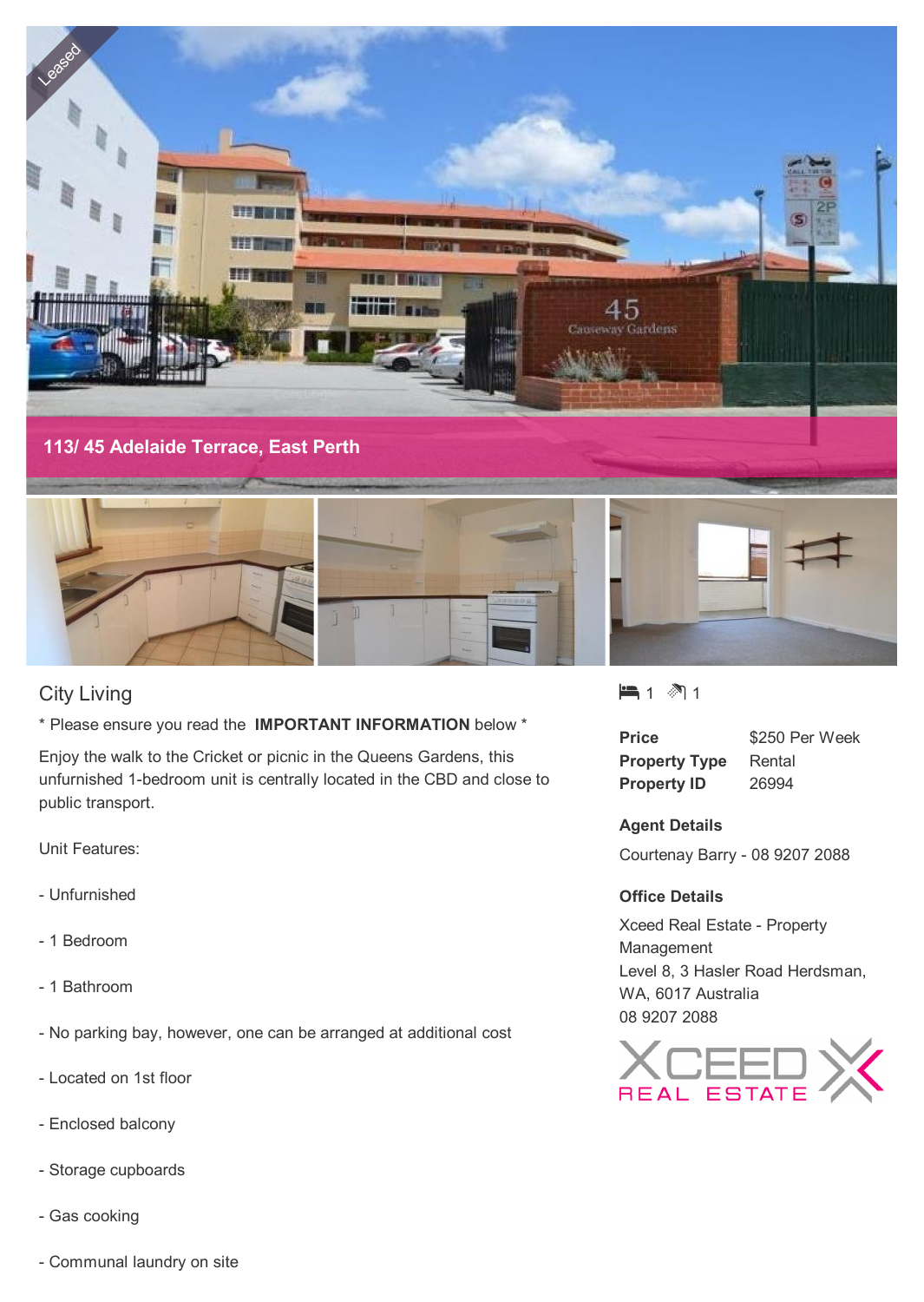113/ 45 Adelaide Terrace, East Perth

## City Living

* Please ensure you read the **IMPORTANT INFORMATION** below *

Enjoy the walk to the Cricket or picnic in the Queens Gardens, this unfurnished 1-bedroom unit is centrally located in the CBD and close to public transport.

Unit Features:

- Unfurnished

- 1 Bedroom

- 1 Bathroom

- No parking bay, however, one can be arranged at additional cost

- Located on 1st floor

- Enclosed balcony

- Storage cupboards

- Gas cooking

- Communal laundry on site

1 Bedroom, 1 Bathroom

| | |
|---|---|
| **Price** | $250 Per Week |
| **Property Type** | Rental |
| **Property ID** | 26994 |

**Agent Details**

Courtenay Barry - 08 9207 2088

**Office Details**

Xceed Real Estate - Property Management
Level 8, 3 Hasler Road Herdsman, WA, 6017 Australia
08 9207 2088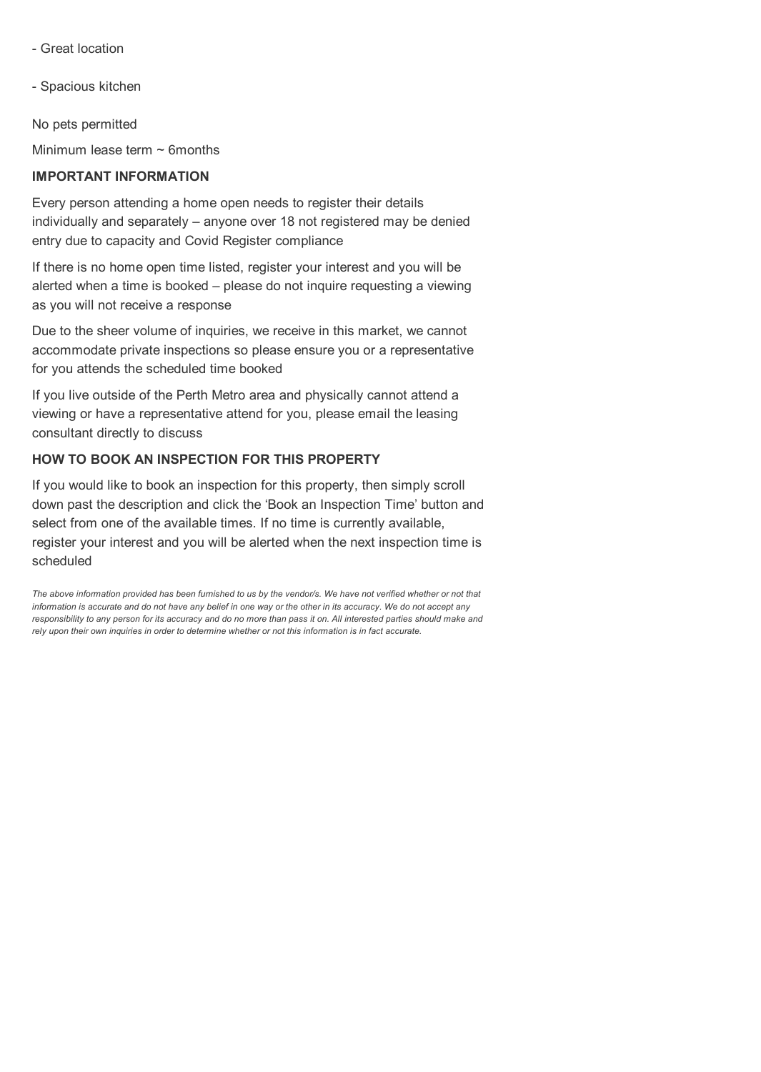- Great location

- Spacious kitchen

No pets permitted

Minimum lease term ~ 6months

**IMPORTANT INFORMATION**

Every person attending a home open needs to register their details individually and separately – anyone over 18 not registered may be denied entry due to capacity and Covid Register compliance

If there is no home open time listed, register your interest and you will be alerted when a time is booked – please do not inquire requesting a viewing as you will not receive a response

Due to the sheer volume of inquiries, we receive in this market, we cannot accommodate private inspections so please ensure you or a representative for you attends the scheduled time booked

If you live outside of the Perth Metro area and physically cannot attend a viewing or have a representative attend for you, please email the leasing consultant directly to discuss

**HOW TO BOOK AN INSPECTION FOR THIS PROPERTY**

If you would like to book an inspection for this property, then simply scroll down past the description and click the 'Book an Inspection Time' button and select from one of the available times. If no time is currently available, register your interest and you will be alerted when the next inspection time is scheduled

*The above information provided has been furnished to us by the vendor/s. We have not verified whether or not that information is accurate and do not have any belief in one way or the other in its accuracy. We do not accept any responsibility to any person for its accuracy and do no more than pass it on. All interested parties should make and rely upon their own inquiries in order to determine whether or not this information is in fact accurate.*